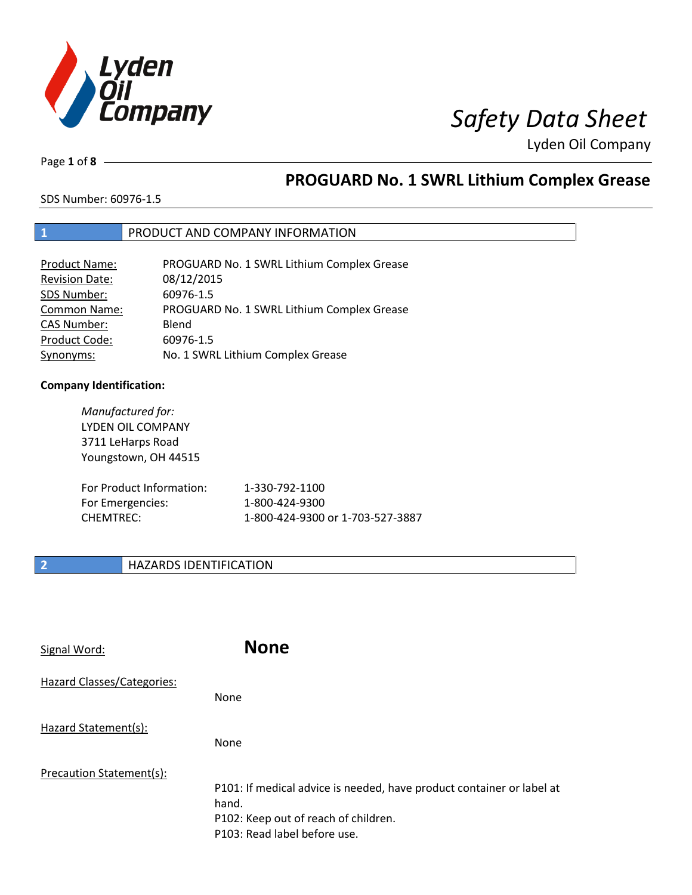# Safety Data Sheet

Lyden Oil Company

## PROGUARD No. 1 SWRL Lithium Complex Grease

SDS Number: 60976-1.5

## 1 PRODUCT AND COMPANY INFORMATION

| | |
|---|---|
| Product Name: | PROGUARD No. 1 SWRL Lithium Complex Grease |
| Revision Date: | 08/12/2015 |
| SDS Number: | 60976-1.5 |
| Common Name: | PROGUARD No. 1 SWRL Lithium Complex Grease |
| CAS Number: | Blend |
| Product Code: | 60976-1.5 |
| Synonyms: | No. 1 SWRL Lithium Complex Grease |

**Company Identification:**

*Manufactured for:*
LYDEN OIL COMPANY
3711 LeHarps Road
Youngstown, OH 44515

| | |
|---|---|
| For Product Information: | 1-330-792-1100 |
| For Emergencies: | 1-800-424-9300 |
| CHEMTREC: | 1-800-424-9300 or 1-703-527-3887 |

## 2 HAZARDS IDENTIFICATION

Signal Word: **None**

Hazard Classes/Categories:

None

Hazard Statement(s):

None

Precaution Statement(s):

P101: If medical advice is needed, have product container or label at hand.
P102: Keep out of reach of children.
P103: Read label before use.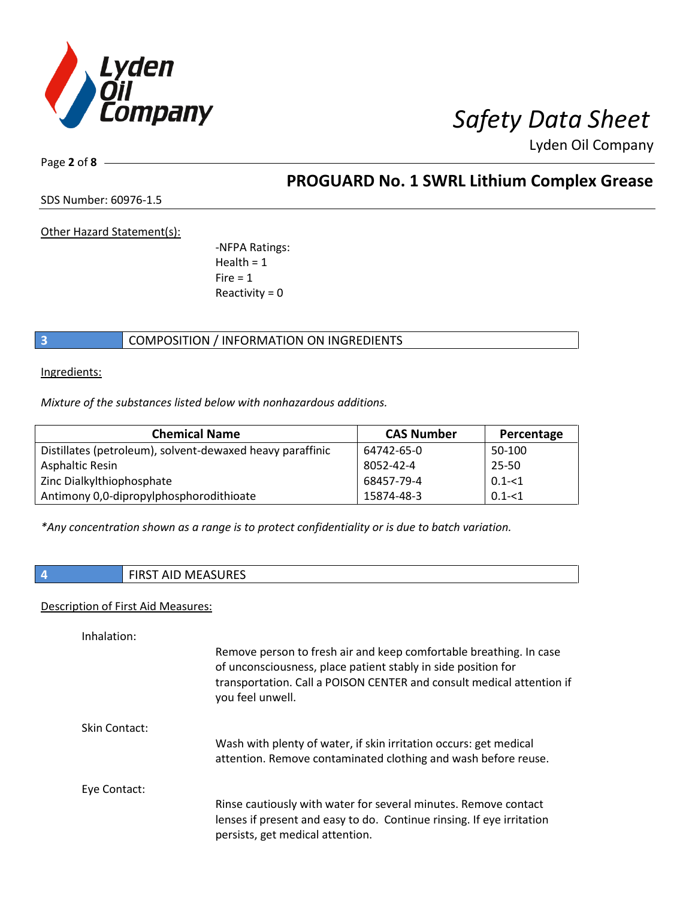Other Hazard Statement(s):

-NFPA Ratings:
Health = 1
Fire = 1
Reactivity = 0

## 3 COMPOSITION / INFORMATION ON INGREDIENTS

Ingredients:

*Mixture of the substances listed below with nonhazardous additions.*

| Chemical Name | CAS Number | Percentage |
|---|---|---|
| Distillates (petroleum), solvent-dewaxed heavy paraffinic | 64742-65-0 | 50-100 |
| Asphaltic Resin | 8052-42-4 | 25-50 |
| Zinc Dialkylthiophosphate | 68457-79-4 | 0.1-<1 |
| Antimony 0,0-dipropylphosphorodithioate | 15874-48-3 | 0.1-<1 |

*\*Any concentration shown as a range is to protect confidentiality or is due to batch variation.*

## 4 FIRST AID MEASURES

Description of First Aid Measures:

Inhalation:

Remove person to fresh air and keep comfortable breathing. In case of unconsciousness, place patient stably in side position for transportation. Call a POISON CENTER and consult medical attention if you feel unwell.

Skin Contact:

Wash with plenty of water, if skin irritation occurs: get medical attention. Remove contaminated clothing and wash before reuse.

Eye Contact:

Rinse cautiously with water for several minutes. Remove contact lenses if present and easy to do. Continue rinsing. If eye irritation persists, get medical attention.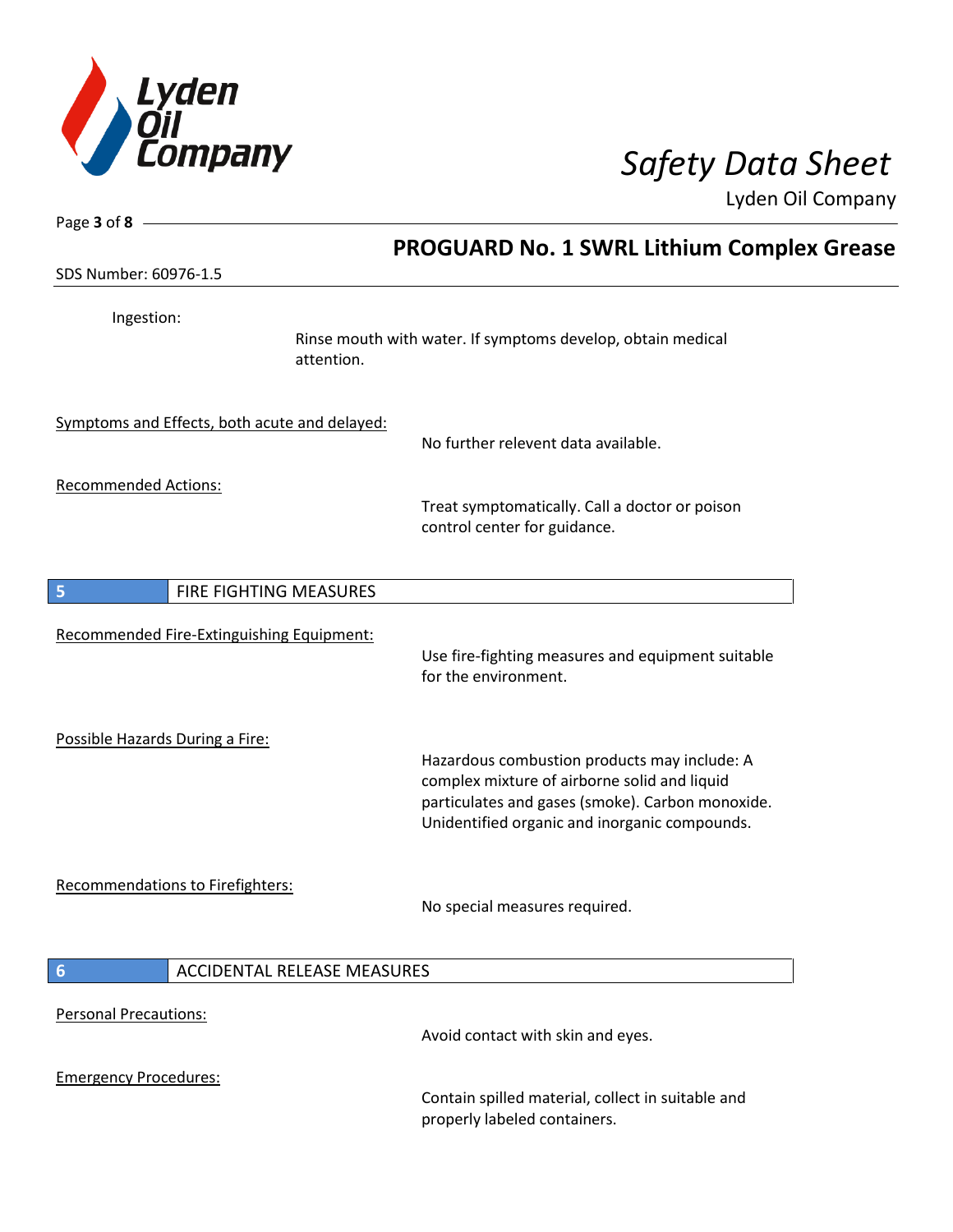Ingestion:

Rinse mouth with water. If symptoms develop, obtain medical attention.

Symptoms and Effects, both acute and delayed:

No further relevent data available.

Recommended Actions:

Treat symptomatically. Call a doctor or poison control center for guidance.

## 5 FIRE FIGHTING MEASURES

Recommended Fire-Extinguishing Equipment:

Use fire-fighting measures and equipment suitable for the environment.

Possible Hazards During a Fire:

Hazardous combustion products may include: A complex mixture of airborne solid and liquid particulates and gases (smoke). Carbon monoxide. Unidentified organic and inorganic compounds.

Recommendations to Firefighters:

No special measures required.

## 6 ACCIDENTAL RELEASE MEASURES

Personal Precautions:

Avoid contact with skin and eyes.

Emergency Procedures:

Contain spilled material, collect in suitable and properly labeled containers.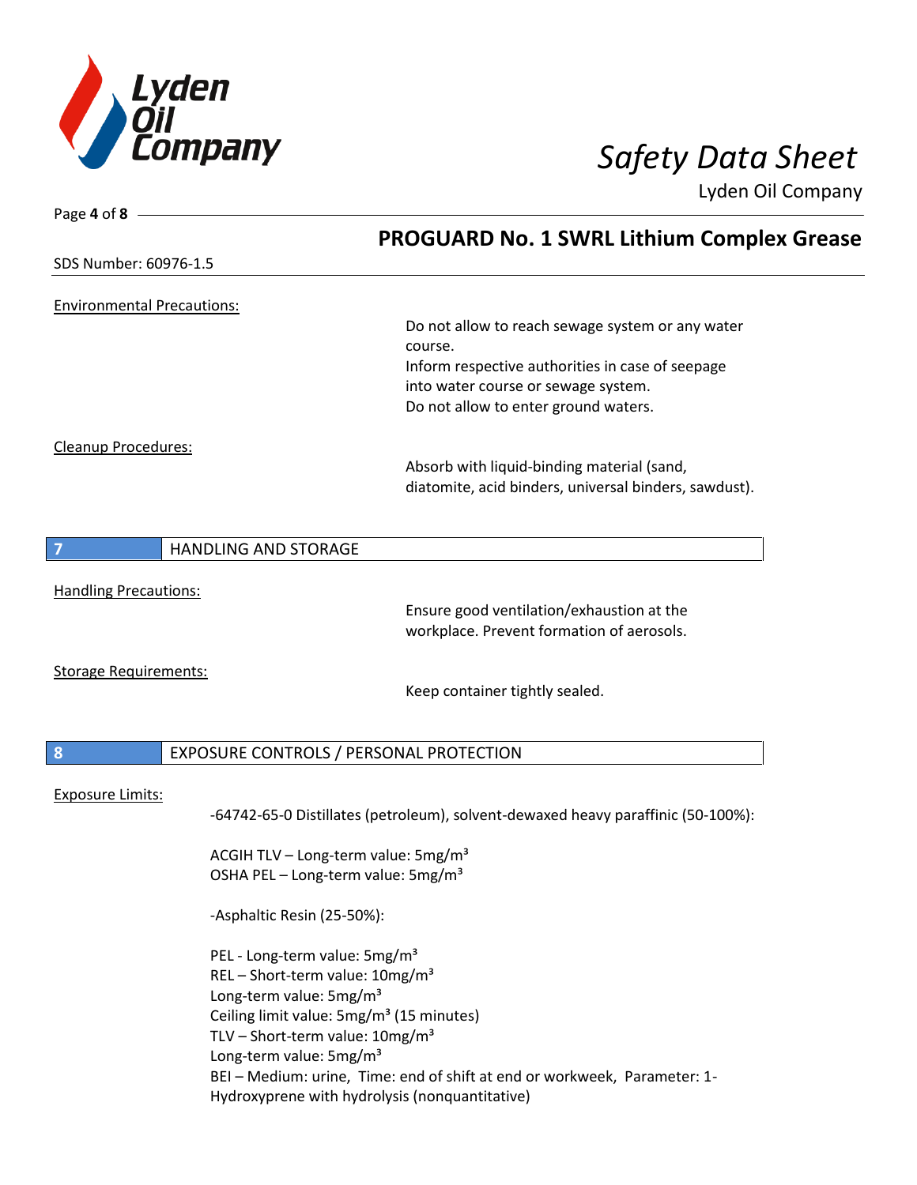SDS Number: 60976-1.5

Environmental Precautions:

Do not allow to reach sewage system or any water course.
Inform respective authorities in case of seepage into water course or sewage system.
Do not allow to enter ground waters.

Cleanup Procedures:

Absorb with liquid-binding material (sand, diatomite, acid binders, universal binders, sawdust).

## 7 HANDLING AND STORAGE

Handling Precautions:

Ensure good ventilation/exhaustion at the workplace. Prevent formation of aerosols.

Storage Requirements:

Keep container tightly sealed.

## 8 EXPOSURE CONTROLS / PERSONAL PROTECTION

Exposure Limits:

-64742-65-0 Distillates (petroleum), solvent-dewaxed heavy paraffinic (50-100%):

ACGIH TLV – Long-term value: 5mg/m³
OSHA PEL – Long-term value: 5mg/m³

-Asphaltic Resin (25-50%):

PEL - Long-term value: 5mg/m³
REL – Short-term value: 10mg/m³
Long-term value: 5mg/m³
Ceiling limit value: 5mg/m³ (15 minutes)
TLV – Short-term value: 10mg/m³
Long-term value: 5mg/m³
BEI – Medium: urine, Time: end of shift at end or workweek, Parameter: 1-Hydroxyprene with hydrolysis (nonquantitative)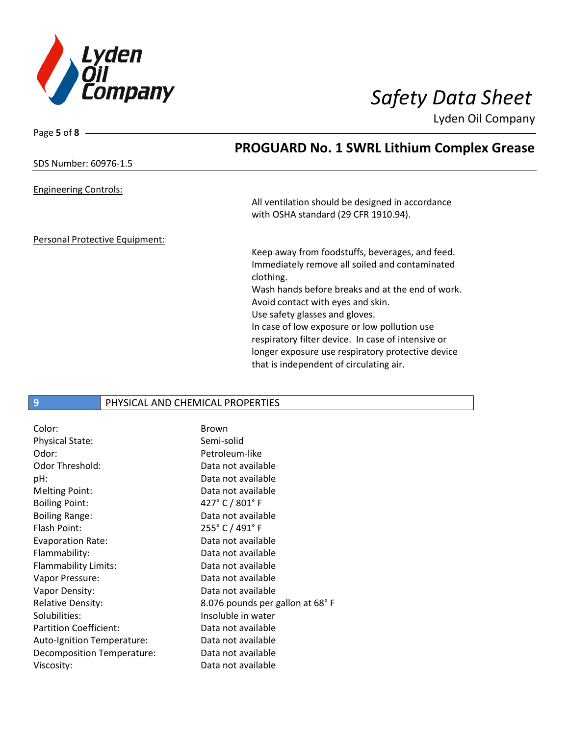**PROGUARD No. 1 SWRL Lithium Complex Grease**

SDS Number: 60976-1.5

Engineering Controls:

All ventilation should be designed in accordance with OSHA standard (29 CFR 1910.94).

Personal Protective Equipment:

Keep away from foodstuffs, beverages, and feed.
Immediately remove all soiled and contaminated clothing.
Wash hands before breaks and at the end of work.
Avoid contact with eyes and skin.
Use safety glasses and gloves.
In case of low exposure or low pollution use respiratory filter device. In case of intensive or longer exposure use respiratory protective device that is independent of circulating air.

## 9 PHYSICAL AND CHEMICAL PROPERTIES

| | |
|---|---|
| Color: | Brown |
| Physical State: | Semi-solid |
| Odor: | Petroleum-like |
| Odor Threshold: | Data not available |
| pH: | Data not available |
| Melting Point: | Data not available |
| Boiling Point: | 427° C / 801° F |
| Boiling Range: | Data not available |
| Flash Point: | 255° C / 491° F |
| Evaporation Rate: | Data not available |
| Flammability: | Data not available |
| Flammability Limits: | Data not available |
| Vapor Pressure: | Data not available |
| Vapor Density: | Data not available |
| Relative Density: | 8.076 pounds per gallon at 68° F |
| Solubilities: | Insoluble in water |
| Partition Coefficient: | Data not available |
| Auto-Ignition Temperature: | Data not available |
| Decomposition Temperature: | Data not available |
| Viscosity: | Data not available |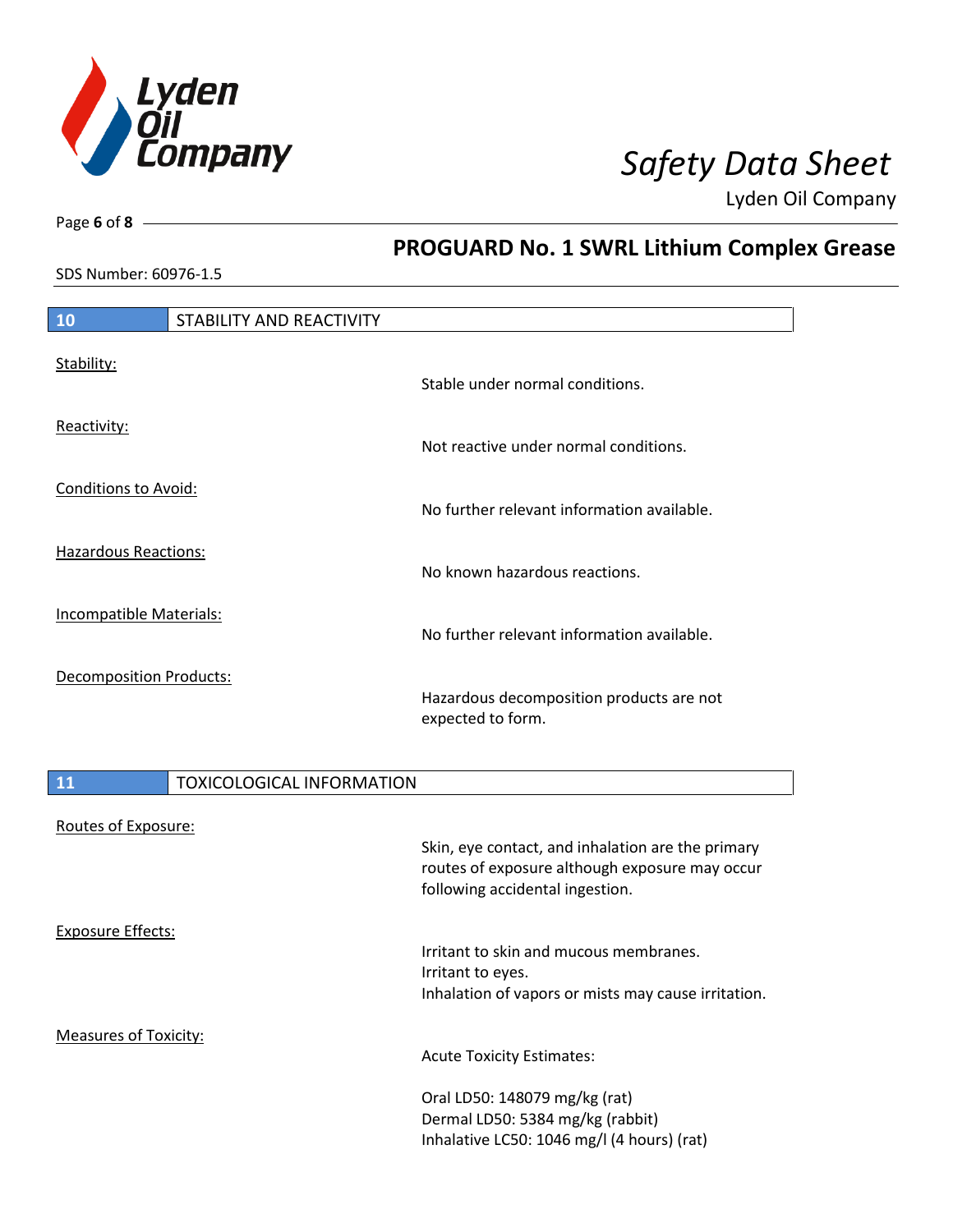## 10 STABILITY AND REACTIVITY

Stability:
Stable under normal conditions.

Reactivity:
Not reactive under normal conditions.

Conditions to Avoid:
No further relevant information available.

Hazardous Reactions:
No known hazardous reactions.

Incompatible Materials:
No further relevant information available.

Decomposition Products:
Hazardous decomposition products are not expected to form.

## 11 TOXICOLOGICAL INFORMATION

Routes of Exposure:
Skin, eye contact, and inhalation are the primary routes of exposure although exposure may occur following accidental ingestion.

Exposure Effects:
Irritant to skin and mucous membranes.
Irritant to eyes.
Inhalation of vapors or mists may cause irritation.

Measures of Toxicity:
Acute Toxicity Estimates:

Oral LD50: 148079 mg/kg (rat)
Dermal LD50: 5384 mg/kg (rabbit)
Inhalative LC50: 1046 mg/l (4 hours) (rat)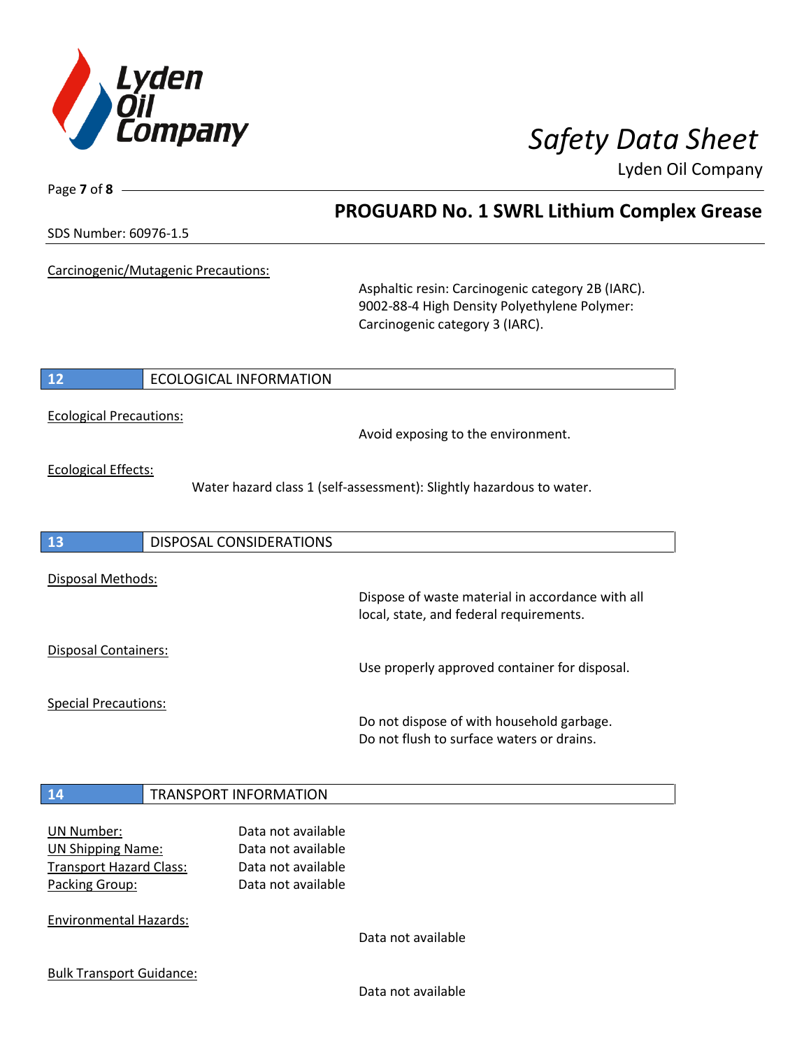Carcinogenic/Mutagenic Precautions:

Asphaltic resin: Carcinogenic category 2B (IARC).
9002-88-4 High Density Polyethylene Polymer: Carcinogenic category 3 (IARC).

## 12 ECOLOGICAL INFORMATION

Ecological Precautions:

Avoid exposing to the environment.

Ecological Effects:

Water hazard class 1 (self-assessment): Slightly hazardous to water.

## 13 DISPOSAL CONSIDERATIONS

Disposal Methods:

Dispose of waste material in accordance with all local, state, and federal requirements.

Disposal Containers:

Use properly approved container for disposal.

Special Precautions:

Do not dispose of with household garbage.
Do not flush to surface waters or drains.

## 14 TRANSPORT INFORMATION

UN Number: Data not available
UN Shipping Name: Data not available
Transport Hazard Class: Data not available
Packing Group: Data not available

Environmental Hazards:

Data not available

Bulk Transport Guidance:

Data not available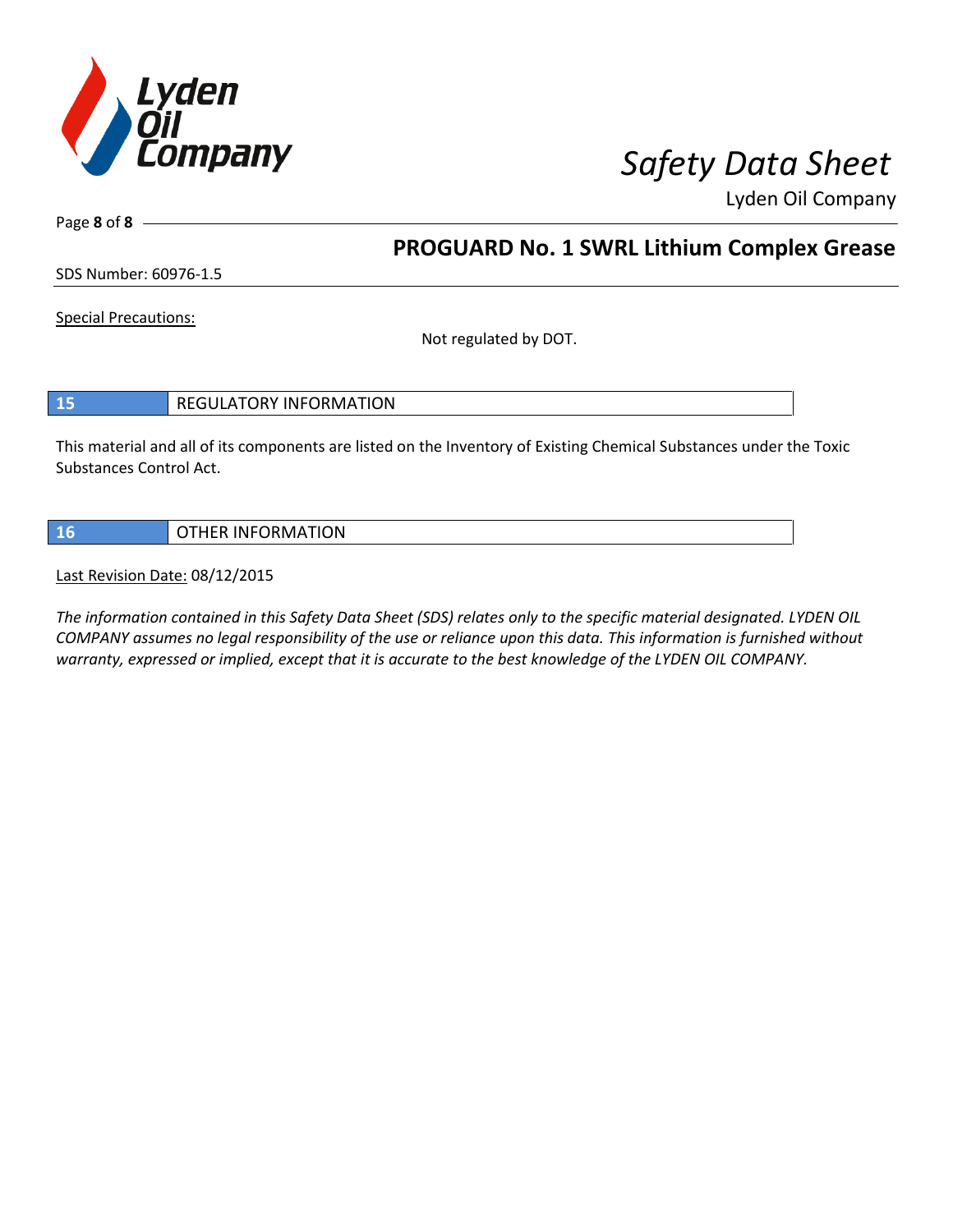Special Precautions:

Not regulated by DOT.

## 15 REGULATORY INFORMATION

This material and all of its components are listed on the Inventory of Existing Chemical Substances under the Toxic Substances Control Act.

## 16 OTHER INFORMATION

Last Revision Date: 08/12/2015

*The information contained in this Safety Data Sheet (SDS) relates only to the specific material designated. LYDEN OIL COMPANY assumes no legal responsibility of the use or reliance upon this data. This information is furnished without warranty, expressed or implied, except that it is accurate to the best knowledge of the LYDEN OIL COMPANY.*